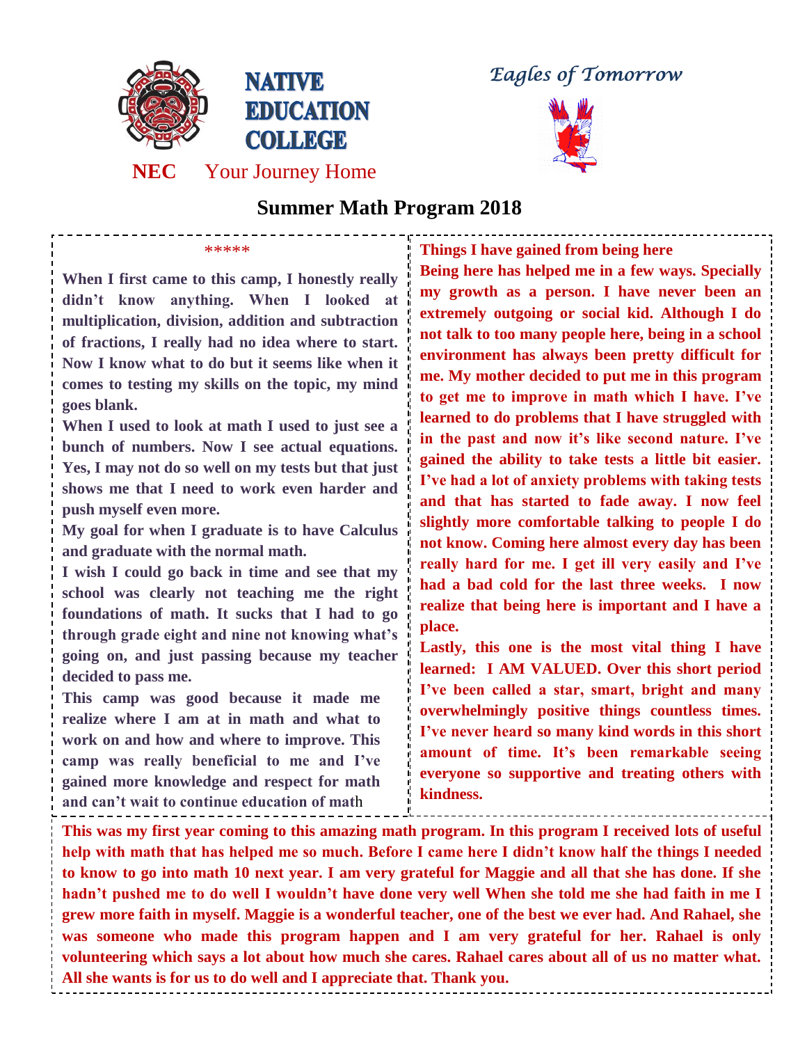**NATIVE EDUCATION COLLEGE**

**NEC** Your Journey Home

*Eagles of Tomorrow*

# Summer Math Program 2018

*****

**When I first came to this camp, I honestly really didn't know anything. When I looked at multiplication, division, addition and subtraction of fractions, I really had no idea where to start. Now I know what to do but it seems like when it comes to testing my skills on the topic, my mind goes blank.**

**When I used to look at math I used to just see a bunch of numbers. Now I see actual equations. Yes, I may not do so well on my tests but that just shows me that I need to work even harder and push myself even more.**

**My goal for when I graduate is to have Calculus and graduate with the normal math.**

**I wish I could go back in time and see that my school was clearly not teaching me the right foundations of math. It sucks that I had to go through grade eight and nine not knowing what's going on, and just passing because my teacher decided to pass me.**

**This camp was good because it made me realize where I am at in math and what to work on and how and where to improve. This camp was really beneficial to me and I've gained more knowledge and respect for math and can't wait to continue education of math**

**Things I have gained from being here**

**Being here has helped me in a few ways. Specially my growth as a person. I have never been an extremely outgoing or social kid. Although I do not talk to too many people here, being in a school environment has always been pretty difficult for me. My mother decided to put me in this program to get me to improve in math which I have. I've learned to do problems that I have struggled with in the past and now it's like second nature. I've gained the ability to take tests a little bit easier. I've had a lot of anxiety problems with taking tests and that has started to fade away. I now feel slightly more comfortable talking to people I do not know. Coming here almost every day has been really hard for me. I get ill very easily and I've had a bad cold for the last three weeks. I now realize that being here is important and I have a place.**

**Lastly, this one is the most vital thing I have learned: I AM VALUED. Over this short period I've been called a star, smart, bright and many overwhelmingly positive things countless times. I've never heard so many kind words in this short amount of time. It's been remarkable seeing everyone so supportive and treating others with kindness.**

**This was my first year coming to this amazing math program. In this program I received lots of useful help with math that has helped me so much. Before I came here I didn't know half the things I needed to know to go into math 10 next year. I am very grateful for Maggie and all that she has done. If she hadn't pushed me to do well I wouldn't have done very well When she told me she had faith in me I grew more faith in myself. Maggie is a wonderful teacher, one of the best we ever had. And Rahael, she was someone who made this program happen and I am very grateful for her. Rahael is only volunteering which says a lot about how much she cares. Rahael cares about all of us no matter what. All she wants is for us to do well and I appreciate that. Thank you.**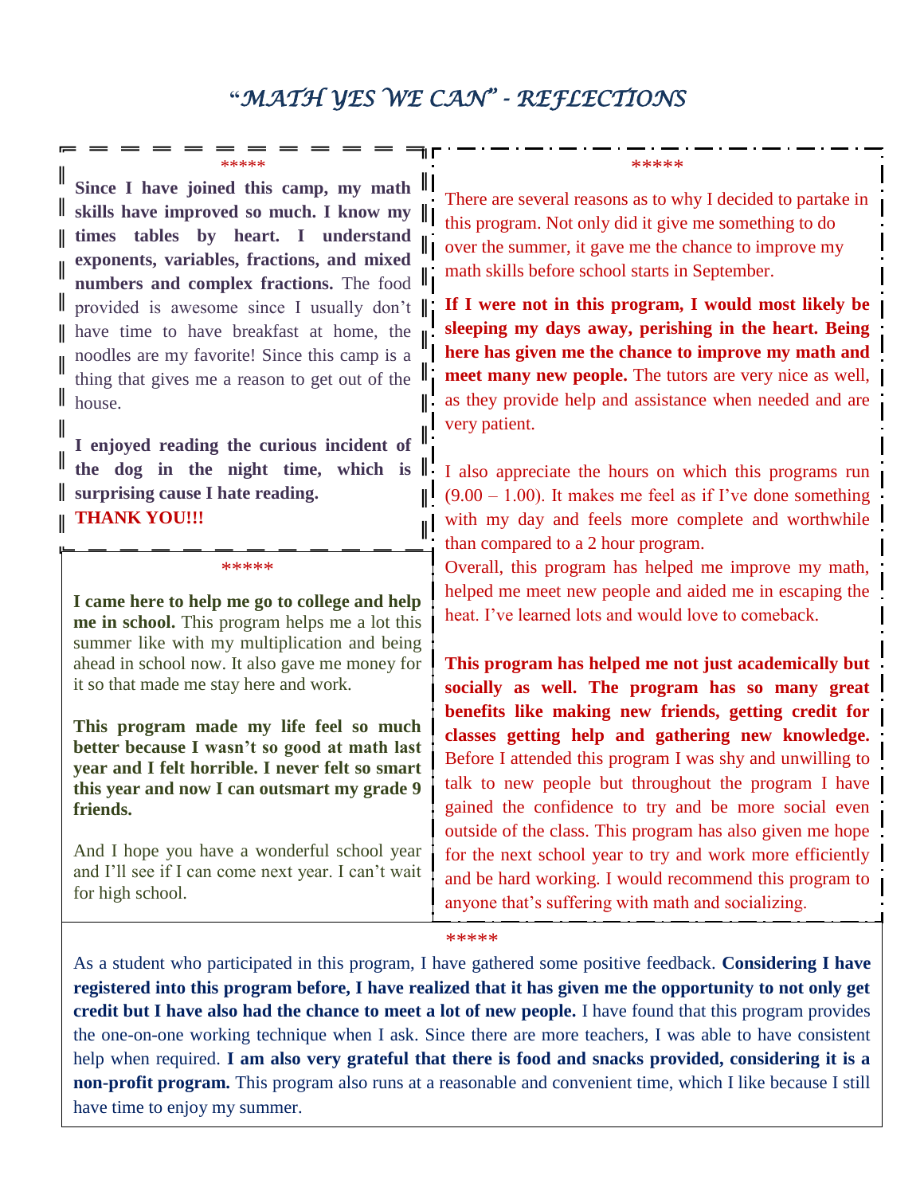# *"MATH YES WE CAN" - REFLECTIONS*

*****

**Since I have joined this camp, my math skills have improved so much. I know my times tables by heart. I understand exponents, variables, fractions, and mixed numbers and complex fractions.** The food provided is awesome since I usually don't have time to have breakfast at home, the noodles are my favorite! Since this camp is a thing that gives me a reason to get out of the house.

**I enjoyed reading the curious incident of the dog in the night time, which is surprising cause I hate reading.**
**THANK YOU!!!**

*****

**I came here to help me go to college and help me in school.** This program helps me a lot this summer like with my multiplication and being ahead in school now. It also gave me money for it so that made me stay here and work.

**This program made my life feel so much better because I wasn't so good at math last year and I felt horrible. I never felt so smart this year and now I can outsmart my grade 9 friends.**

And I hope you have a wonderful school year and I'll see if I can come next year. I can't wait for high school.

*****

There are several reasons as to why I decided to partake in this program. Not only did it give me something to do over the summer, it gave me the chance to improve my math skills before school starts in September.

**If I were not in this program, I would most likely be sleeping my days away, perishing in the heart. Being here has given me the chance to improve my math and meet many new people.** The tutors are very nice as well, as they provide help and assistance when needed and are very patient.

I also appreciate the hours on which this programs run (9.00 – 1.00). It makes me feel as if I've done something with my day and feels more complete and worthwhile than compared to a 2 hour program.
Overall, this program has helped me improve my math, helped me meet new people and aided me in escaping the heat. I've learned lots and would love to comeback.

**This program has helped me not just academically but socially as well. The program has so many great benefits like making new friends, getting credit for classes getting help and gathering new knowledge.** Before I attended this program I was shy and unwilling to talk to new people but throughout the program I have gained the confidence to try and be more social even outside of the class. This program has also given me hope for the next school year to try and work more efficiently and be hard working. I would recommend this program to anyone that's suffering with math and socializing.

*****

As a student who participated in this program, I have gathered some positive feedback. **Considering I have registered into this program before, I have realized that it has given me the opportunity to not only get credit but I have also had the chance to meet a lot of new people.** I have found that this program provides the one-on-one working technique when I ask. Since there are more teachers, I was able to have consistent help when required. **I am also very grateful that there is food and snacks provided, considering it is a non-profit program.** This program also runs at a reasonable and convenient time, which I like because I still have time to enjoy my summer.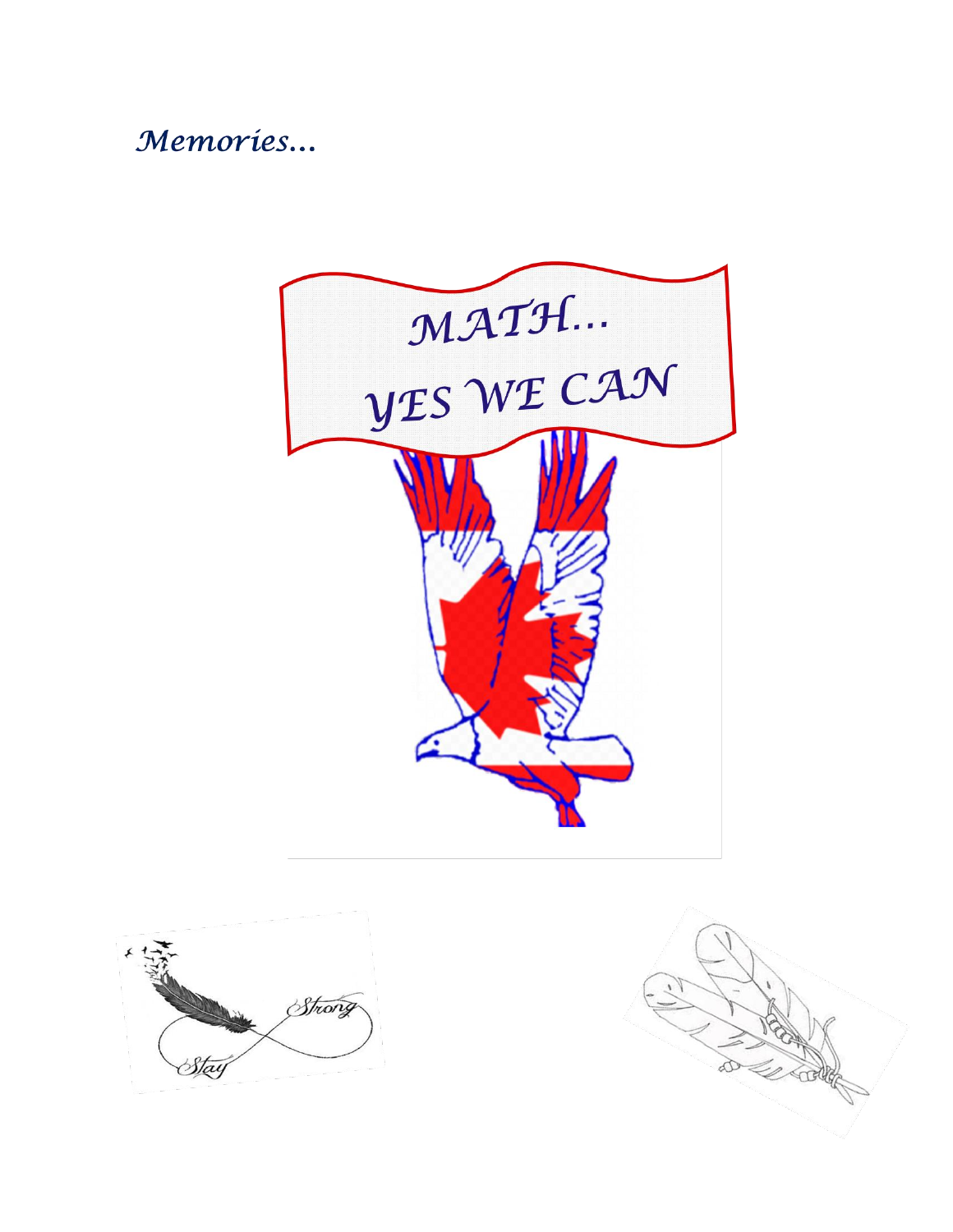*Memories…*

*MATH…*

*YES WE CAN*